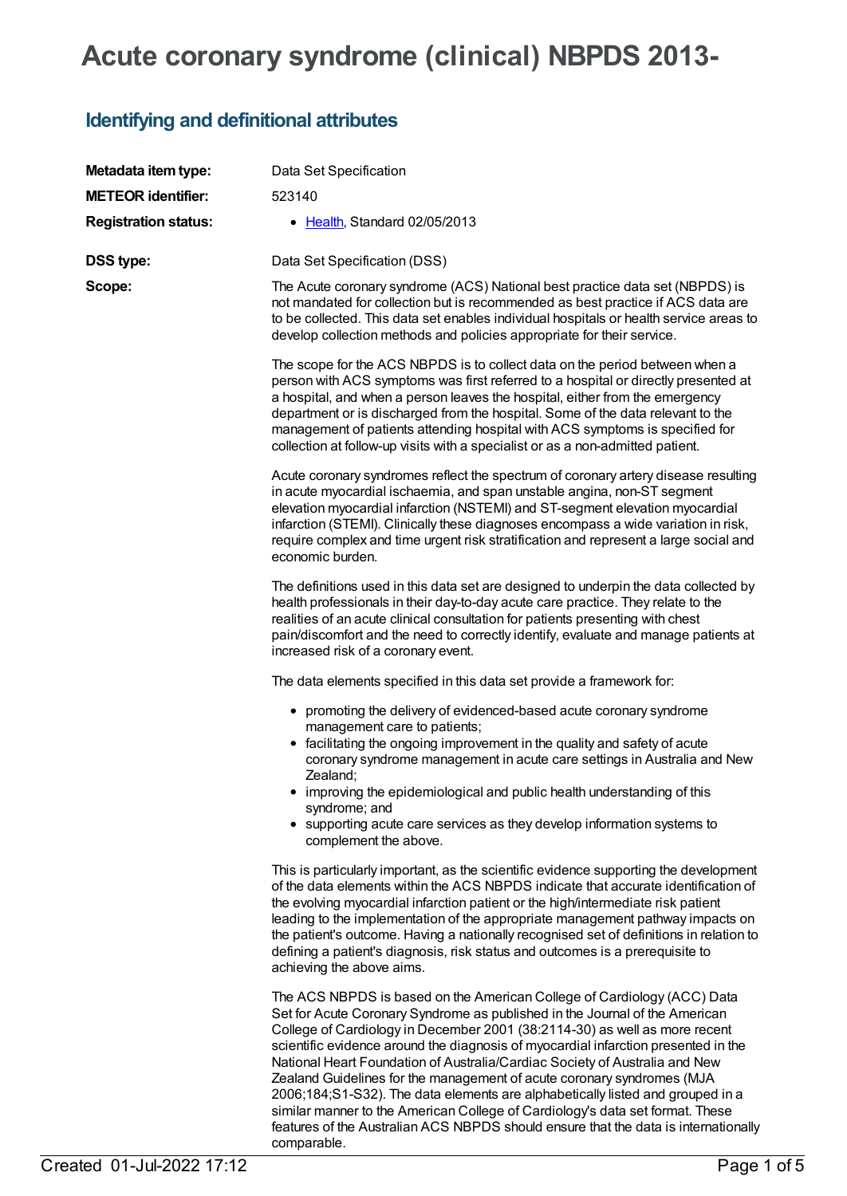# Acute coronary syndrome (clinical) NBPDS 2013-

## Identifying and definitional attributes

**Metadata item type:** Data Set Specification

**METEOR identifier:** 523140

**Registration status:**
- Health, Standard 02/05/2013

**DSS type:** Data Set Specification (DSS)

**Scope:**

The Acute coronary syndrome (ACS) National best practice data set (NBPDS) is not mandated for collection but is recommended as best practice if ACS data are to be collected. This data set enables individual hospitals or health service areas to develop collection methods and policies appropriate for their service.

The scope for the ACS NBPDS is to collect data on the period between when a person with ACS symptoms was first referred to a hospital or directly presented at a hospital, and when a person leaves the hospital, either from the emergency department or is discharged from the hospital. Some of the data relevant to the management of patients attending hospital with ACS symptoms is specified for collection at follow-up visits with a specialist or as a non-admitted patient.

Acute coronary syndromes reflect the spectrum of coronary artery disease resulting in acute myocardial ischaemia, and span unstable angina, non-ST segment elevation myocardial infarction (NSTEMI) and ST-segment elevation myocardial infarction (STEMI). Clinically these diagnoses encompass a wide variation in risk, require complex and time urgent risk stratification and represent a large social and economic burden.

The definitions used in this data set are designed to underpin the data collected by health professionals in their day-to-day acute care practice. They relate to the realities of an acute clinical consultation for patients presenting with chest pain/discomfort and the need to correctly identify, evaluate and manage patients at increased risk of a coronary event.

The data elements specified in this data set provide a framework for:

- promoting the delivery of evidenced-based acute coronary syndrome management care to patients;
- facilitating the ongoing improvement in the quality and safety of acute coronary syndrome management in acute care settings in Australia and New Zealand;
- improving the epidemiological and public health understanding of this syndrome; and
- supporting acute care services as they develop information systems to complement the above.

This is particularly important, as the scientific evidence supporting the development of the data elements within the ACS NBPDS indicate that accurate identification of the evolving myocardial infarction patient or the high/intermediate risk patient leading to the implementation of the appropriate management pathway impacts on the patient's outcome. Having a nationally recognised set of definitions in relation to defining a patient's diagnosis, risk status and outcomes is a prerequisite to achieving the above aims.

The ACS NBPDS is based on the American College of Cardiology (ACC) Data Set for Acute Coronary Syndrome as published in the Journal of the American College of Cardiology in December 2001 (38:2114-30) as well as more recent scientific evidence around the diagnosis of myocardial infarction presented in the National Heart Foundation of Australia/Cardiac Society of Australia and New Zealand Guidelines for the management of acute coronary syndromes (MJA 2006;184;S1-S32). The data elements are alphabetically listed and grouped in a similar manner to the American College of Cardiology's data set format. These features of the Australian ACS NBPDS should ensure that the data is internationally comparable.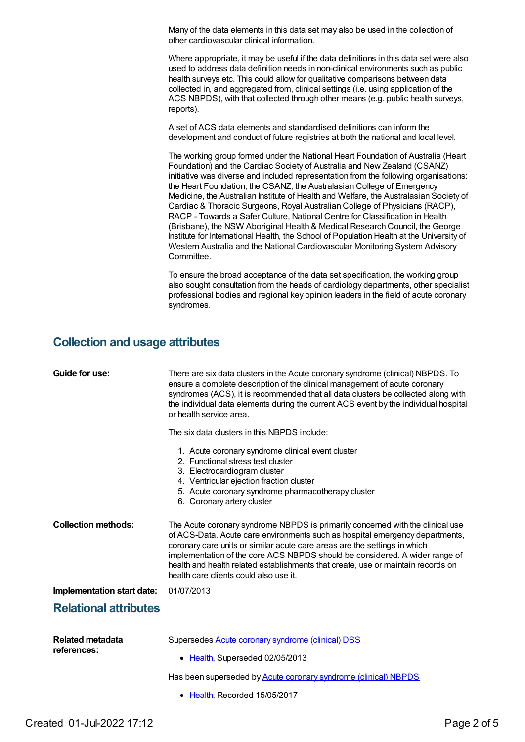Many of the data elements in this data set may also be used in the collection of other cardiovascular clinical information.

Where appropriate, it may be useful if the data definitions in this data set were also used to address data definition needs in non-clinical environments such as public health surveys etc. This could allow for qualitative comparisons between data collected in, and aggregated from, clinical settings (i.e. using application of the ACS NBPDS), with that collected through other means (e.g. public health surveys, reports).

A set of ACS data elements and standardised definitions can inform the development and conduct of future registries at both the national and local level.

The working group formed under the National Heart Foundation of Australia (Heart Foundation) and the Cardiac Society of Australia and New Zealand (CSANZ) initiative was diverse and included representation from the following organisations: the Heart Foundation, the CSANZ, the Australasian College of Emergency Medicine, the Australian Institute of Health and Welfare, the Australasian Society of Cardiac & Thoracic Surgeons, Royal Australian College of Physicians (RACP), RACP - Towards a Safer Culture, National Centre for Classification in Health (Brisbane), the NSW Aboriginal Health & Medical Research Council, the George Institute for International Health, the School of Population Health at the University of Western Australia and the National Cardiovascular Monitoring System Advisory Committee.

To ensure the broad acceptance of the data set specification, the working group also sought consultation from the heads of cardiology departments, other specialist professional bodies and regional key opinion leaders in the field of acute coronary syndromes.

## Collection and usage attributes

**Guide for use:**

There are six data clusters in the Acute coronary syndrome (clinical) NBPDS. To ensure a complete description of the clinical management of acute coronary syndromes (ACS), it is recommended that all data clusters be collected along with the individual data elements during the current ACS event by the individual hospital or health service area.

The six data clusters in this NBPDS include:

1. Acute coronary syndrome clinical event cluster
2. Functional stress test cluster
3. Electrocardiogram cluster
4. Ventricular ejection fraction cluster
5. Acute coronary syndrome pharmacotherapy cluster
6. Coronary artery cluster

**Collection methods:**

The Acute coronary syndrome NBPDS is primarily concerned with the clinical use of ACS-Data. Acute care environments such as hospital emergency departments, coronary care units or similar acute care areas are the settings in which implementation of the core ACS NBPDS should be considered. A wider range of health and health related establishments that create, use or maintain records on health care clients could also use it.

**Implementation start date:** 01/07/2013

## Relational attributes

**Related metadata references:**

Supersedes Acute coronary syndrome (clinical) DSS

- Health, Superseded 02/05/2013

Has been superseded by Acute coronary syndrome (clinical) NBPDS

- Health, Recorded 15/05/2017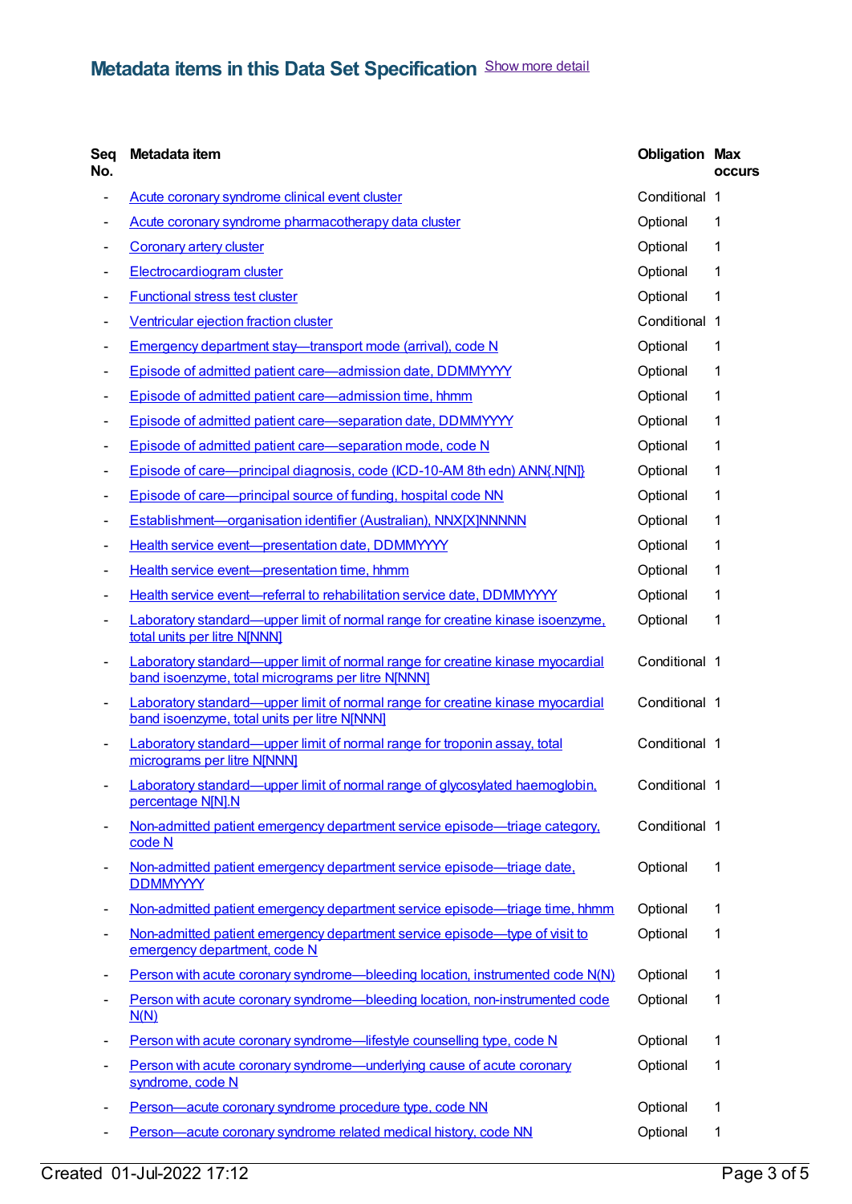## Metadata items in this Data Set Specification

Show more detail

| Seq No. | Metadata item | Obligation | Max occurs |
|---|---|---|---|
| - | Acute coronary syndrome clinical event cluster | Conditional | 1 |
| - | Acute coronary syndrome pharmacotherapy data cluster | Optional | 1 |
| - | Coronary artery cluster | Optional | 1 |
| - | Electrocardiogram cluster | Optional | 1 |
| - | Functional stress test cluster | Optional | 1 |
| - | Ventricular ejection fraction cluster | Conditional | 1 |
| - | Emergency department stay—transport mode (arrival), code N | Optional | 1 |
| - | Episode of admitted patient care—admission date, DDMMYYYY | Optional | 1 |
| - | Episode of admitted patient care—admission time, hhmm | Optional | 1 |
| - | Episode of admitted patient care—separation date, DDMMYYYY | Optional | 1 |
| - | Episode of admitted patient care—separation mode, code N | Optional | 1 |
| - | Episode of care—principal diagnosis, code (ICD-10-AM 8th edn) ANN{.N[N]} | Optional | 1 |
| - | Episode of care—principal source of funding, hospital code NN | Optional | 1 |
| - | Establishment—organisation identifier (Australian), NNX[X]NNNNN | Optional | 1 |
| - | Health service event—presentation date, DDMMYYYY | Optional | 1 |
| - | Health service event—presentation time, hhmm | Optional | 1 |
| - | Health service event—referral to rehabilitation service date, DDMMYYYY | Optional | 1 |
| - | Laboratory standard—upper limit of normal range for creatine kinase isoenzyme, total units per litre N[NNN] | Optional | 1 |
| - | Laboratory standard—upper limit of normal range for creatine kinase myocardial band isoenzyme, total micrograms per litre N[NNN] | Conditional | 1 |
| - | Laboratory standard—upper limit of normal range for creatine kinase myocardial band isoenzyme, total units per litre N[NNN] | Conditional | 1 |
| - | Laboratory standard—upper limit of normal range for troponin assay, total micrograms per litre N[NNN] | Conditional | 1 |
| - | Laboratory standard—upper limit of normal range of glycosylated haemoglobin, percentage N[N].N | Conditional | 1 |
| - | Non-admitted patient emergency department service episode—triage category, code N | Conditional | 1 |
| - | Non-admitted patient emergency department service episode—triage date, DDMMYYYY | Optional | 1 |
| - | Non-admitted patient emergency department service episode—triage time, hhmm | Optional | 1 |
| - | Non-admitted patient emergency department service episode—type of visit to emergency department, code N | Optional | 1 |
| - | Person with acute coronary syndrome—bleeding location, instrumented code N(N) | Optional | 1 |
| - | Person with acute coronary syndrome—bleeding location, non-instrumented code N(N) | Optional | 1 |
| - | Person with acute coronary syndrome—lifestyle counselling type, code N | Optional | 1 |
| - | Person with acute coronary syndrome—underlying cause of acute coronary syndrome, code N | Optional | 1 |
| - | Person—acute coronary syndrome procedure type, code NN | Optional | 1 |
| - | Person—acute coronary syndrome related medical history, code NN | Optional | 1 |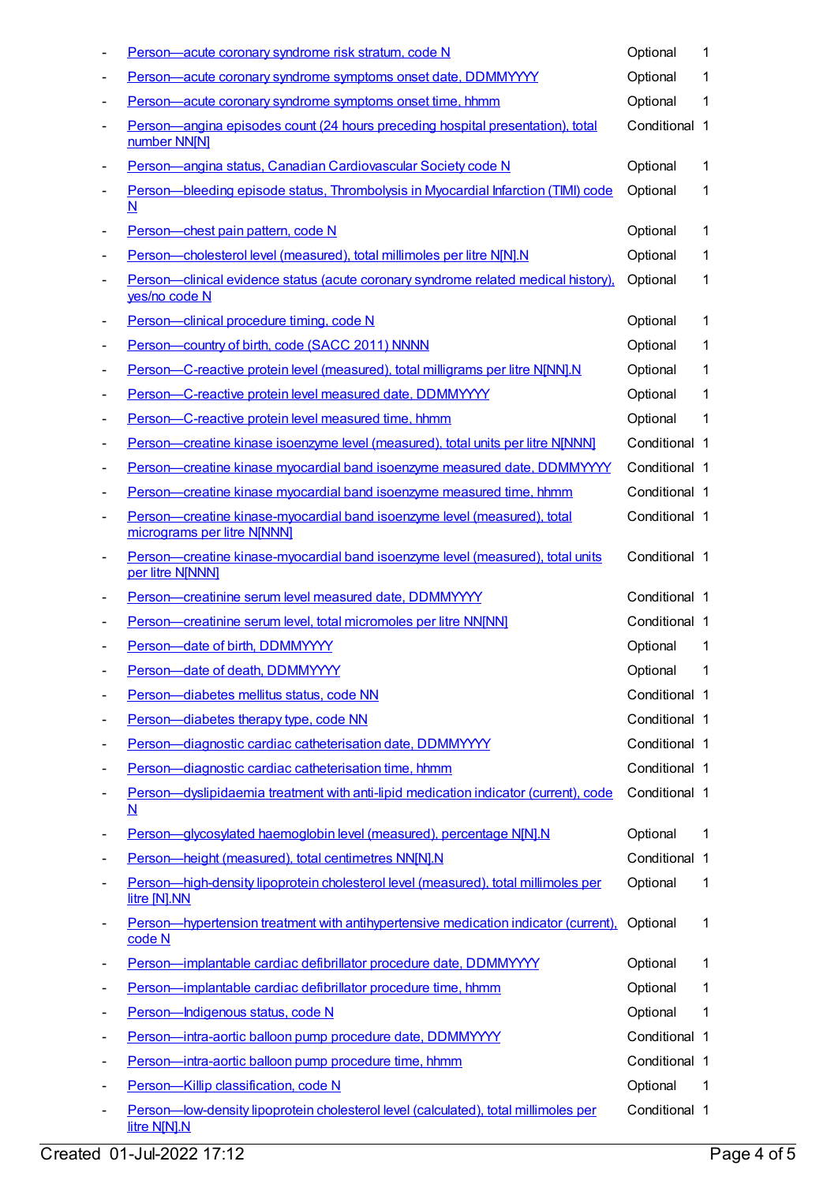| | | | |
|---|---|---|---|
| - | Person—acute coronary syndrome risk stratum, code N | Optional | 1 |
| - | Person—acute coronary syndrome symptoms onset date, DDMMYYYY | Optional | 1 |
| - | Person—acute coronary syndrome symptoms onset time, hhmm | Optional | 1 |
| - | Person—angina episodes count (24 hours preceding hospital presentation), total number NN[N] | Conditional | 1 |
| - | Person—angina status, Canadian Cardiovascular Society code N | Optional | 1 |
| - | Person—bleeding episode status, Thrombolysis in Myocardial Infarction (TIMI) code N | Optional | 1 |
| - | Person—chest pain pattern, code N | Optional | 1 |
| - | Person—cholesterol level (measured), total millimoles per litre N[N].N | Optional | 1 |
| - | Person—clinical evidence status (acute coronary syndrome related medical history), yes/no code N | Optional | 1 |
| - | Person—clinical procedure timing, code N | Optional | 1 |
| - | Person—country of birth, code (SACC 2011) NNNN | Optional | 1 |
| - | Person—C-reactive protein level (measured), total milligrams per litre N[NN].N | Optional | 1 |
| - | Person—C-reactive protein level measured date, DDMMYYYY | Optional | 1 |
| - | Person—C-reactive protein level measured time, hhmm | Optional | 1 |
| - | Person—creatine kinase isoenzyme level (measured), total units per litre N[NNN] | Conditional | 1 |
| - | Person—creatine kinase myocardial band isoenzyme measured date, DDMMYYYY | Conditional | 1 |
| - | Person—creatine kinase myocardial band isoenzyme measured time, hhmm | Conditional | 1 |
| - | Person—creatine kinase-myocardial band isoenzyme level (measured), total micrograms per litre N[NNN] | Conditional | 1 |
| - | Person—creatine kinase-myocardial band isoenzyme level (measured), total units per litre N[NNN] | Conditional | 1 |
| - | Person—creatinine serum level measured date, DDMMYYYY | Conditional | 1 |
| - | Person—creatinine serum level, total micromoles per litre NN[NN] | Conditional | 1 |
| - | Person—date of birth, DDMMYYYY | Optional | 1 |
| - | Person—date of death, DDMMYYYY | Optional | 1 |
| - | Person—diabetes mellitus status, code NN | Conditional | 1 |
| - | Person—diabetes therapy type, code NN | Conditional | 1 |
| - | Person—diagnostic cardiac catheterisation date, DDMMYYYY | Conditional | 1 |
| - | Person—diagnostic cardiac catheterisation time, hhmm | Conditional | 1 |
| - | Person—dyslipidaemia treatment with anti-lipid medication indicator (current), code N | Conditional | 1 |
| - | Person—glycosylated haemoglobin level (measured), percentage N[N].N | Optional | 1 |
| - | Person—height (measured), total centimetres NN[N].N | Conditional | 1 |
| - | Person—high-density lipoprotein cholesterol level (measured), total millimoles per litre [N].NN | Optional | 1 |
| - | Person—hypertension treatment with antihypertensive medication indicator (current), code N | Optional | 1 |
| - | Person—implantable cardiac defibrillator procedure date, DDMMYYYY | Optional | 1 |
| - | Person—implantable cardiac defibrillator procedure time, hhmm | Optional | 1 |
| - | Person—Indigenous status, code N | Optional | 1 |
| - | Person—intra-aortic balloon pump procedure date, DDMMYYYY | Conditional | 1 |
| - | Person—intra-aortic balloon pump procedure time, hhmm | Conditional | 1 |
| - | Person—Killip classification, code N | Optional | 1 |
| - | Person—low-density lipoprotein cholesterol level (calculated), total millimoles per litre N[N].N | Conditional | 1 |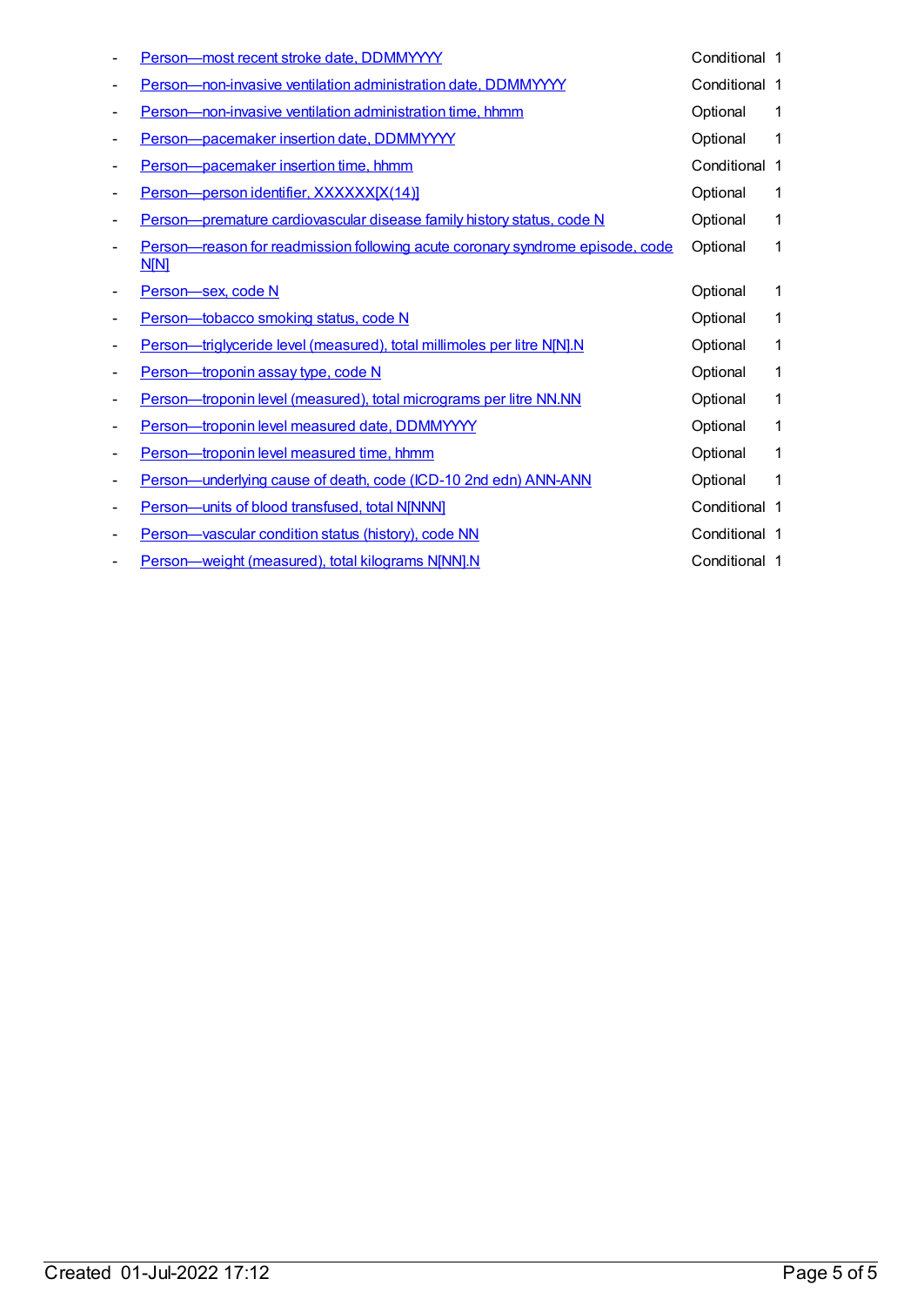| | | | |
|---|---|---|---|
| - | Person—most recent stroke date, DDMMYYYY | Conditional | 1 |
| - | Person—non-invasive ventilation administration date, DDMMYYYY | Conditional | 1 |
| - | Person—non-invasive ventilation administration time, hhmm | Optional | 1 |
| - | Person—pacemaker insertion date, DDMMYYYY | Optional | 1 |
| - | Person—pacemaker insertion time, hhmm | Conditional | 1 |
| - | Person—person identifier, XXXXXX[X(14)] | Optional | 1 |
| - | Person—premature cardiovascular disease family history status, code N | Optional | 1 |
| - | Person—reason for readmission following acute coronary syndrome episode, code N[N] | Optional | 1 |
| - | Person—sex, code N | Optional | 1 |
| - | Person—tobacco smoking status, code N | Optional | 1 |
| - | Person—triglyceride level (measured), total millimoles per litre N[N].N | Optional | 1 |
| - | Person—troponin assay type, code N | Optional | 1 |
| - | Person—troponin level (measured), total micrograms per litre NN.NN | Optional | 1 |
| - | Person—troponin level measured date, DDMMYYYY | Optional | 1 |
| - | Person—troponin level measured time, hhmm | Optional | 1 |
| - | Person—underlying cause of death, code (ICD-10 2nd edn) ANN-ANN | Optional | 1 |
| - | Person—units of blood transfused, total N[NNN] | Conditional | 1 |
| - | Person—vascular condition status (history), code NN | Conditional | 1 |
| - | Person—weight (measured), total kilograms N[NN].N | Conditional | 1 |

Created 01-Jul-2022 17:12